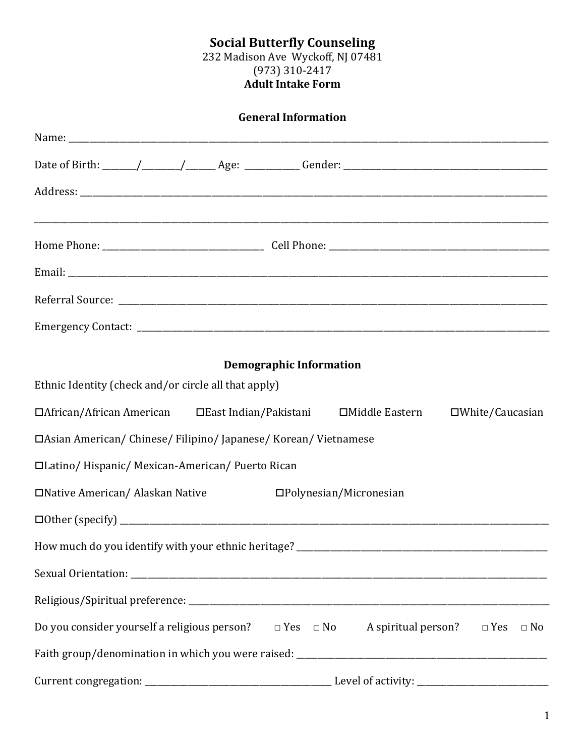# Social Butterfly Counseling

232 Madison Ave Wyckoff, NJ 07481

(973) 310-2417

**Adult Intake Form**

## General Information

Name: ____________________________________________

Date of Birth: _______/________/______ Age: ___________ Gender: ____________________________

Address: ____________________________________________

____________________________________________

Home Phone: ______________________ Cell Phone: ______________________

Email: ____________________________________________

Referral Source: ____________________________________________

Emergency Contact: ____________________________________________

## Demographic Information

Ethnic Identity (check and/or circle all that apply)

- ☐ African/African American
- ☐ East Indian/Pakistani
- ☐ Middle Eastern
- ☐ White/Caucasian
- ☐ Asian American/ Chinese/ Filipino/ Japanese/ Korean/ Vietnamese
- ☐ Latino/ Hispanic/ Mexican-American/ Puerto Rican
- ☐ Native American/ Alaskan Native
- ☐ Polynesian/Micronesian
- ☐ Other (specify) ____________________________________________

How much do you identify with your ethnic heritage? ______________________________

Sexual Orientation: ____________________________________________

Religious/Spiritual preference: ____________________________________________

Do you consider yourself a religious person? ☐ Yes ☐ No A spiritual person? ☐ Yes ☐ No

Faith group/denomination in which you were raised: ______________________________

Current congregation: ______________________ Level of activity: ______________________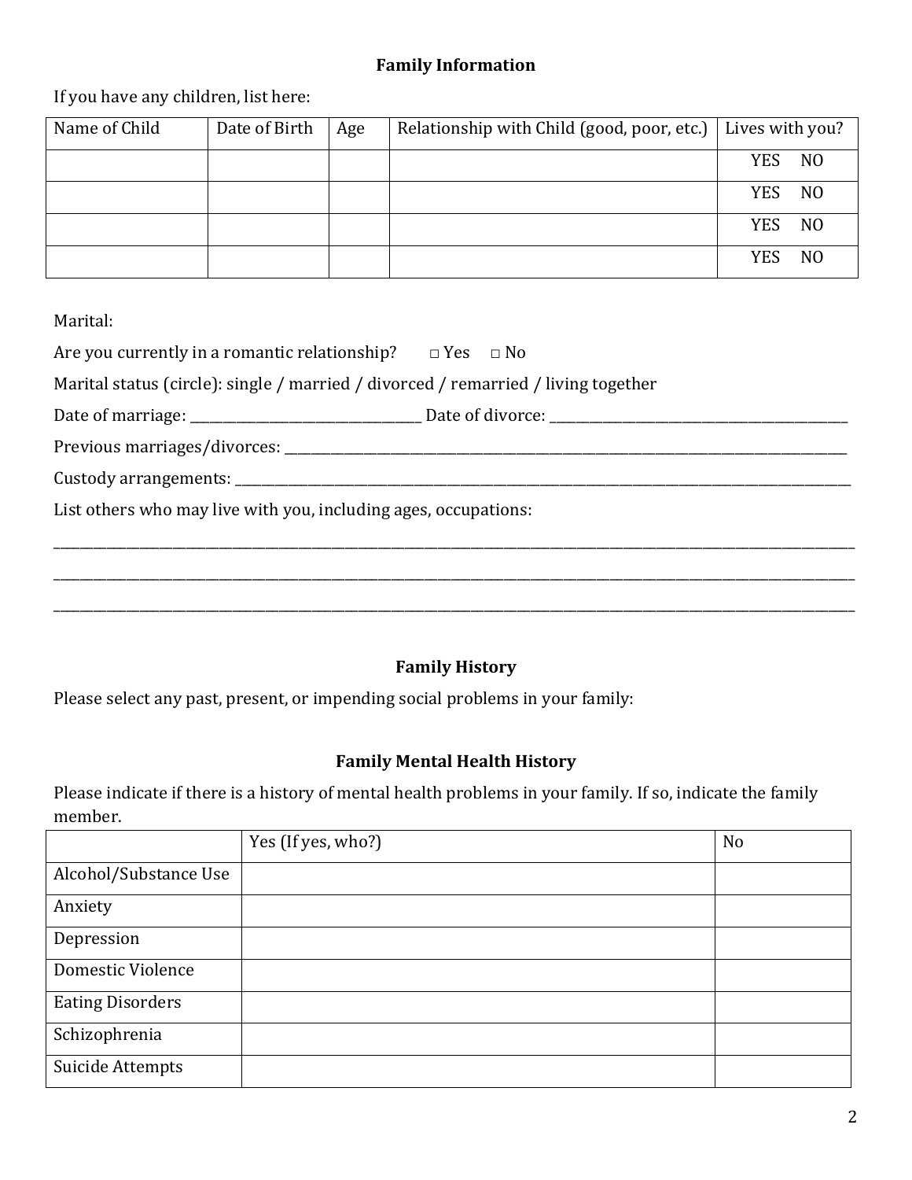## Family Information

If you have any children, list here:

| Name of Child | Date of Birth | Age | Relationship with Child (good, poor, etc.) | Lives with you? |
|---|---|---|---|---|
| | | | | YES NO |
| | | | | YES NO |
| | | | | YES NO |
| | | | | YES NO |

Marital:

Are you currently in a romantic relationship? □ Yes □ No

Marital status (circle): single / married / divorced / remarried / living together

Date of marriage: ________________________________ Date of divorce: ____________________________________________

Previous marriages/divorces: ____________________________________________________________________________________

Custody arrangements: __________________________________________________________________________________________

List others who may live with you, including ages, occupations:

________________________________________________________________________________________________________________

________________________________________________________________________________________________________________

________________________________________________________________________________________________________________

## Family History

Please select any past, present, or impending social problems in your family:

## Family Mental Health History

Please indicate if there is a history of mental health problems in your family. If so, indicate the family member.

| | Yes (If yes, who?) | No |
|---|---|---|
| Alcohol/Substance Use | | |
| Anxiety | | |
| Depression | | |
| Domestic Violence | | |
| Eating Disorders | | |
| Schizophrenia | | |
| Suicide Attempts | | |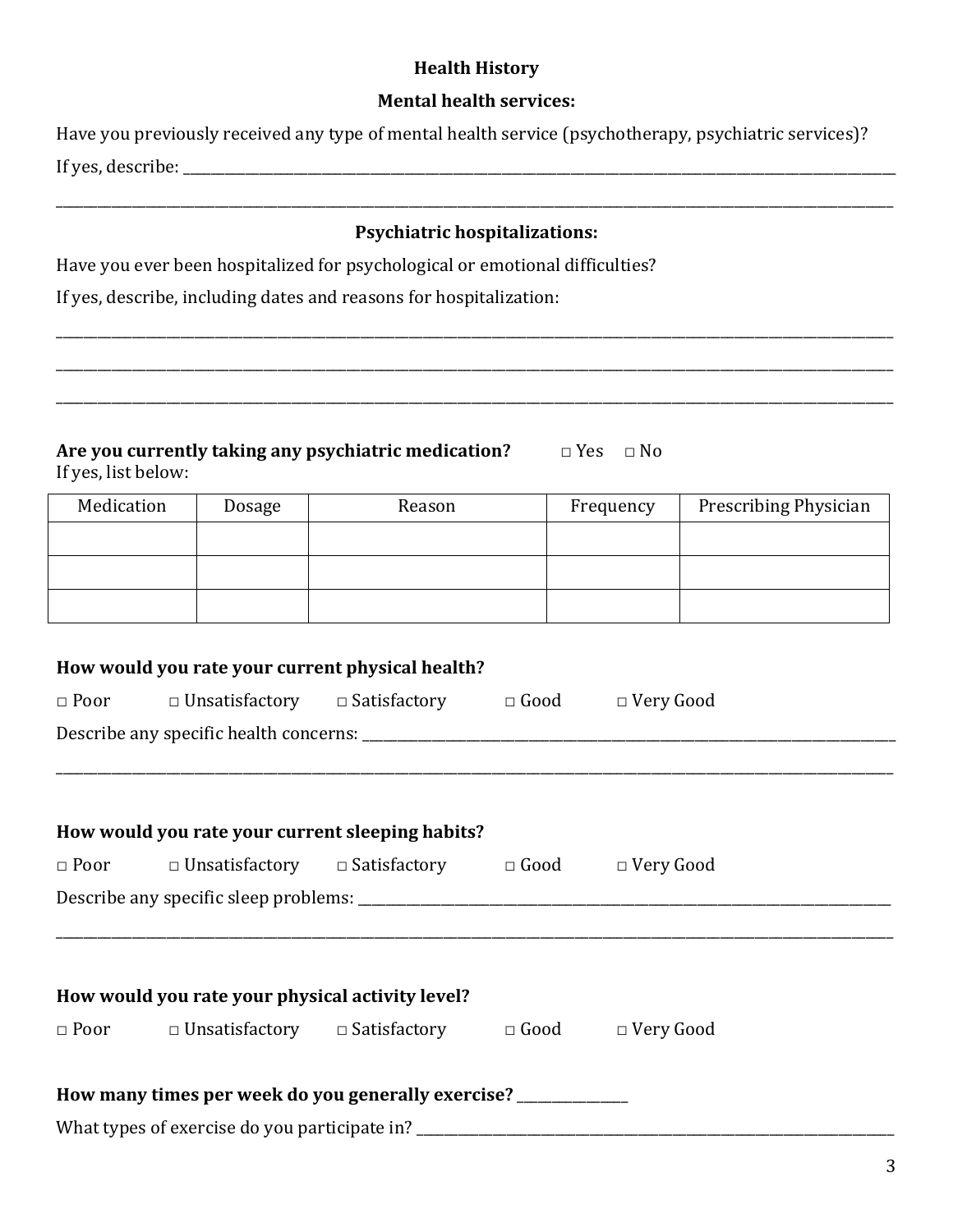## Health History

### Mental health services:

Have you previously received any type of mental health service (psychotherapy, psychiatric services)?

If yes, describe: ______________________________________________________________________________

______________________________________________________________________________________________

### Psychiatric hospitalizations:

Have you ever been hospitalized for psychological or emotional difficulties?

If yes, describe, including dates and reasons for hospitalization:

______________________________________________________________________________________________

______________________________________________________________________________________________

______________________________________________________________________________________________

**Are you currently taking any psychiatric medication?** □ Yes □ No

If yes, list below:

| Medication | Dosage | Reason | Frequency | Prescribing Physician |
|---|---|---|---|---|
| | | | | |
| | | | | |
| | | | | |

**How would you rate your current physical health?**

□ Poor □ Unsatisfactory □ Satisfactory □ Good □ Very Good

Describe any specific health concerns: ____________________________________________________________

______________________________________________________________________________________________

**How would you rate your current sleeping habits?**

□ Poor □ Unsatisfactory □ Satisfactory □ Good □ Very Good

Describe any specific sleep problems: _____________________________________________________________

______________________________________________________________________________________________

**How would you rate your physical activity level?**

□ Poor □ Unsatisfactory □ Satisfactory □ Good □ Very Good

**How many times per week do you generally exercise?** _______________

What types of exercise do you participate in? ______________________________________________________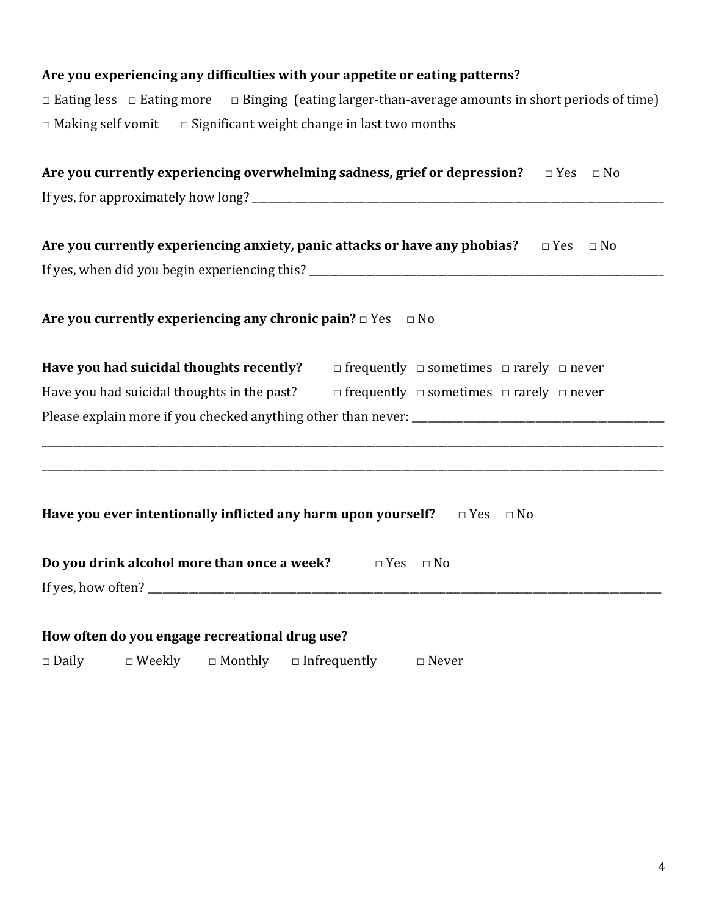**Are you experiencing any difficulties with your appetite or eating patterns?**

□ Eating less □ Eating more □ Binging (eating larger-than-average amounts in short periods of time)

□ Making self vomit □ Significant weight change in last two months

**Are you currently experiencing overwhelming sadness, grief or depression?** □ Yes □ No

If yes, for approximately how long? ________________________________________________

**Are you currently experiencing anxiety, panic attacks or have any phobias?** □ Yes □ No

If yes, when did you begin experiencing this? ________________________________________________

**Are you currently experiencing any chronic pain?** □ Yes □ No

**Have you had suicidal thoughts recently?** □ frequently □ sometimes □ rarely □ never

Have you had suicidal thoughts in the past? □ frequently □ sometimes □ rarely □ never

Please explain more if you checked anything other than never: ________________________________

________________________________________________________________________________

________________________________________________________________________________

**Have you ever intentionally inflicted any harm upon yourself?** □ Yes □ No

**Do you drink alcohol more than once a week?** □ Yes □ No

If yes, how often? ________________________________________________________________

**How often do you engage recreational drug use?**

□ Daily □ Weekly □ Monthly □ Infrequently □ Never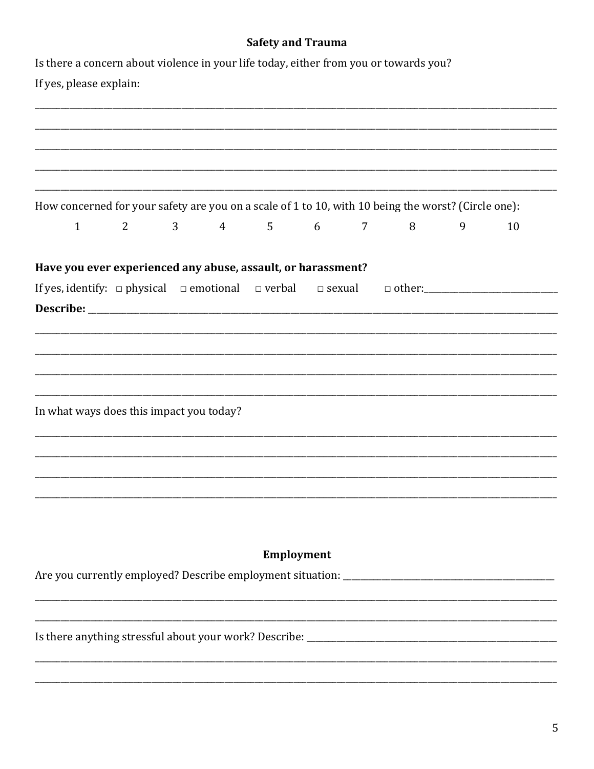## Safety and Trauma

Is there a concern about violence in your life today, either from you or towards you?

If yes, please explain:

______________________________________________________________________________________________

______________________________________________________________________________________________

______________________________________________________________________________________________

______________________________________________________________________________________________

______________________________________________________________________________________________

How concerned for your safety are you on a scale of 1 to 10, with 10 being the worst? (Circle one):

1 2 3 4 5 6 7 8 9 10

**Have you ever experienced any abuse, assault, or harassment?**

If yes, identify: □ physical □ emotional □ verbal □ sexual □ other:_______________________

**Describe:** ________________________________________________________________________________

______________________________________________________________________________________________

______________________________________________________________________________________________

______________________________________________________________________________________________

______________________________________________________________________________________________

In what ways does this impact you today?

______________________________________________________________________________________________

______________________________________________________________________________________________

______________________________________________________________________________________________

______________________________________________________________________________________________

## Employment

Are you currently employed? Describe employment situation: ______________________________________

______________________________________________________________________________________________

______________________________________________________________________________________________

Is there anything stressful about your work? Describe: ___________________________________________

______________________________________________________________________________________________

______________________________________________________________________________________________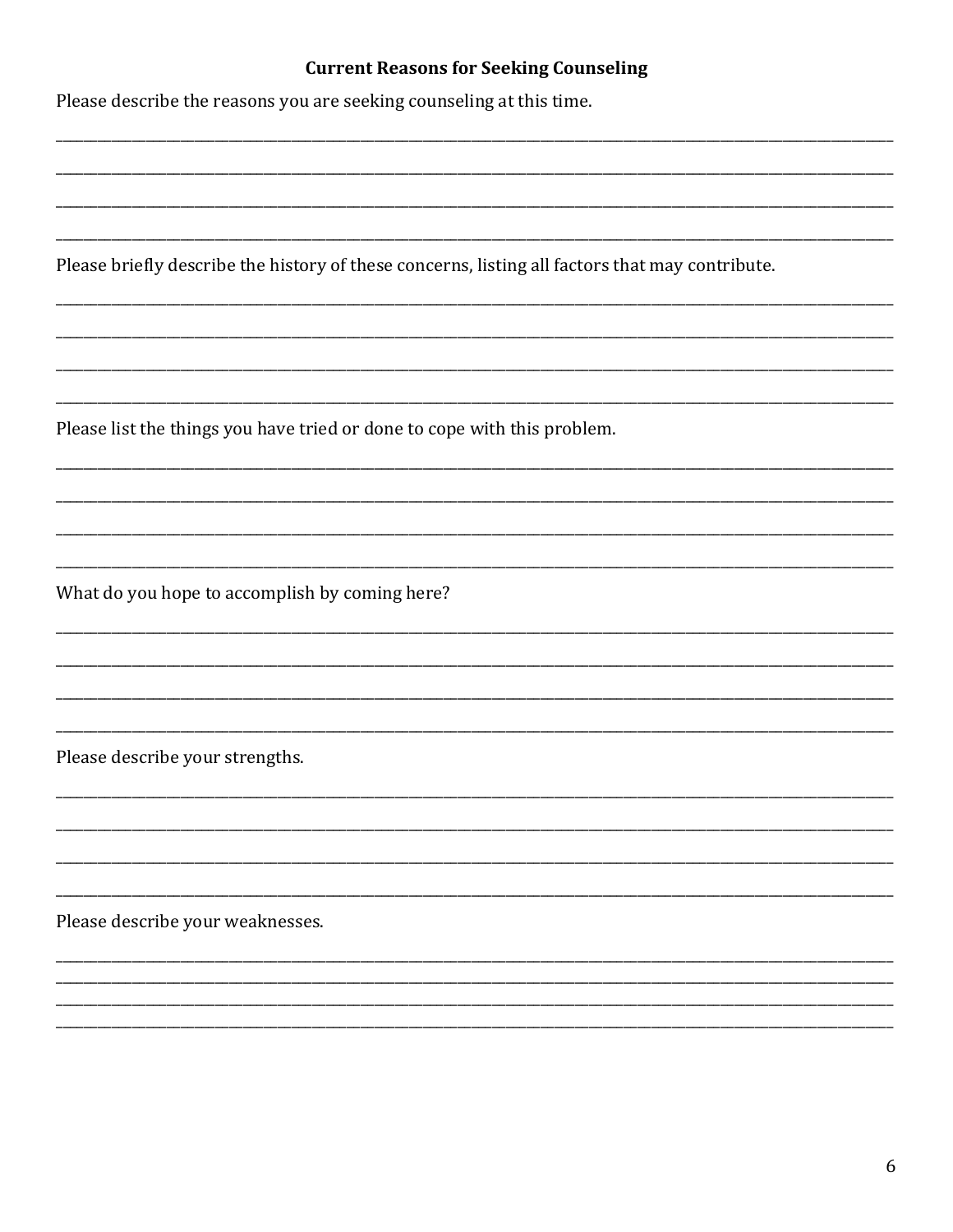## Current Reasons for Seeking Counseling

Please describe the reasons you are seeking counseling at this time.

_______________________________________________________________________________

_______________________________________________________________________________

_______________________________________________________________________________

_______________________________________________________________________________

Please briefly describe the history of these concerns, listing all factors that may contribute.

_______________________________________________________________________________

_______________________________________________________________________________

_______________________________________________________________________________

_______________________________________________________________________________

Please list the things you have tried or done to cope with this problem.

_______________________________________________________________________________

_______________________________________________________________________________

_______________________________________________________________________________

_______________________________________________________________________________

What do you hope to accomplish by coming here?

_______________________________________________________________________________

_______________________________________________________________________________

_______________________________________________________________________________

_______________________________________________________________________________

Please describe your strengths.

_______________________________________________________________________________

_______________________________________________________________________________

_______________________________________________________________________________

_______________________________________________________________________________

Please describe your weaknesses.

_______________________________________________________________________________

_______________________________________________________________________________

_______________________________________________________________________________

_______________________________________________________________________________